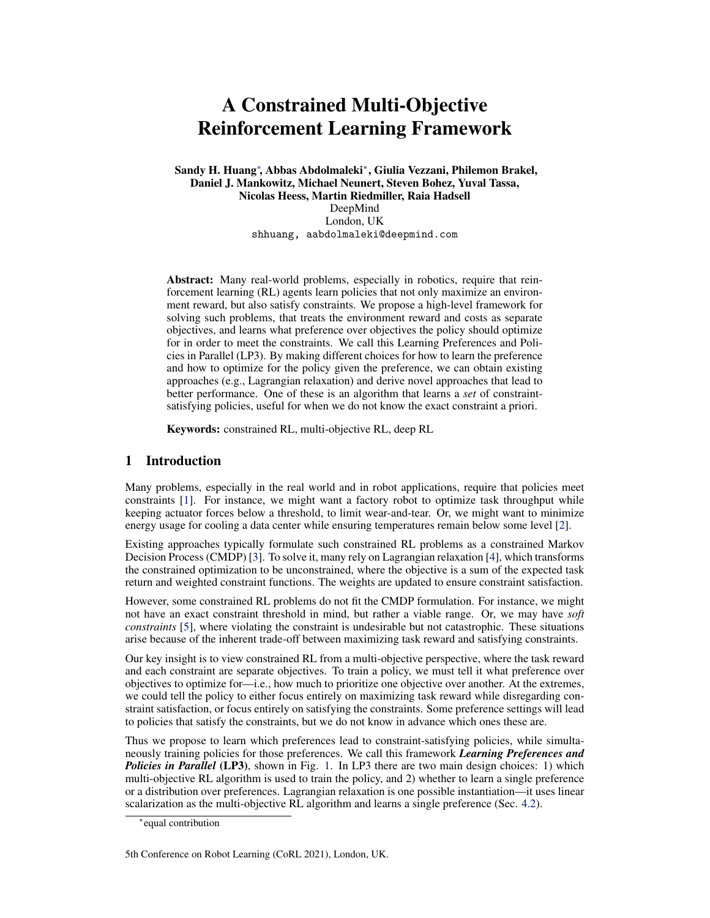# A Constrained Multi-Objective Reinforcement Learning Framework

**Sandy H. Huang\*, Abbas Abdolmaleki\*, Giulia Vezzani, Philemon Brakel, Daniel J. Mankowitz, Michael Neunert, Steven Bohez, Yuval Tassa, Nicolas Heess, Martin Riedmiller, Raia Hadsell**
DeepMind
London, UK
shhuang, aabdolmaleki@deepmind.com

**Abstract:** Many real-world problems, especially in robotics, require that reinforcement learning (RL) agents learn policies that not only maximize an environment reward, but also satisfy constraints. We propose a high-level framework for solving such problems, that treats the environment reward and costs as separate objectives, and learns what preference over objectives the policy should optimize for in order to meet the constraints. We call this Learning Preferences and Policies in Parallel (LP3). By making different choices for how to learn the preference and how to optimize for the policy given the preference, we can obtain existing approaches (e.g., Lagrangian relaxation) and derive novel approaches that lead to better performance. One of these is an algorithm that learns a *set* of constraint-satisfying policies, useful for when we do not know the exact constraint a priori.

**Keywords:** constrained RL, multi-objective RL, deep RL

## 1 Introduction

Many problems, especially in the real world and in robot applications, require that policies meet constraints [1]. For instance, we might want a factory robot to optimize task throughput while keeping actuator forces below a threshold, to limit wear-and-tear. Or, we might want to minimize energy usage for cooling a data center while ensuring temperatures remain below some level [2].

Existing approaches typically formulate such constrained RL problems as a constrained Markov Decision Process (CMDP) [3]. To solve it, many rely on Lagrangian relaxation [4], which transforms the constrained optimization to be unconstrained, where the objective is a sum of the expected task return and weighted constraint functions. The weights are updated to ensure constraint satisfaction.

However, some constrained RL problems do not fit the CMDP formulation. For instance, we might not have an exact constraint threshold in mind, but rather a viable range. Or, we may have *soft constraints* [5], where violating the constraint is undesirable but not catastrophic. These situations arise because of the inherent trade-off between maximizing task reward and satisfying constraints.

Our key insight is to view constrained RL from a multi-objective perspective, where the task reward and each constraint are separate objectives. To train a policy, we must tell it what preference over objectives to optimize for—i.e., how much to prioritize one objective over another. At the extremes, we could tell the policy to either focus entirely on maximizing task reward while disregarding constraint satisfaction, or focus entirely on satisfying the constraints. Some preference settings will lead to policies that satisfy the constraints, but we do not know in advance which ones these are.

Thus we propose to learn which preferences lead to constraint-satisfying policies, while simultaneously training policies for those preferences. We call this framework ***Learning Preferences and Policies in Parallel*** (**LP3**), shown in Fig. 1. In LP3 there are two main design choices: 1) which multi-objective RL algorithm is used to train the policy, and 2) whether to learn a single preference or a distribution over preferences. Lagrangian relaxation is one possible instantiation—it uses linear scalarization as the multi-objective RL algorithm and learns a single preference (Sec. 4.2).

\*equal contribution

5th Conference on Robot Learning (CoRL 2021), London, UK.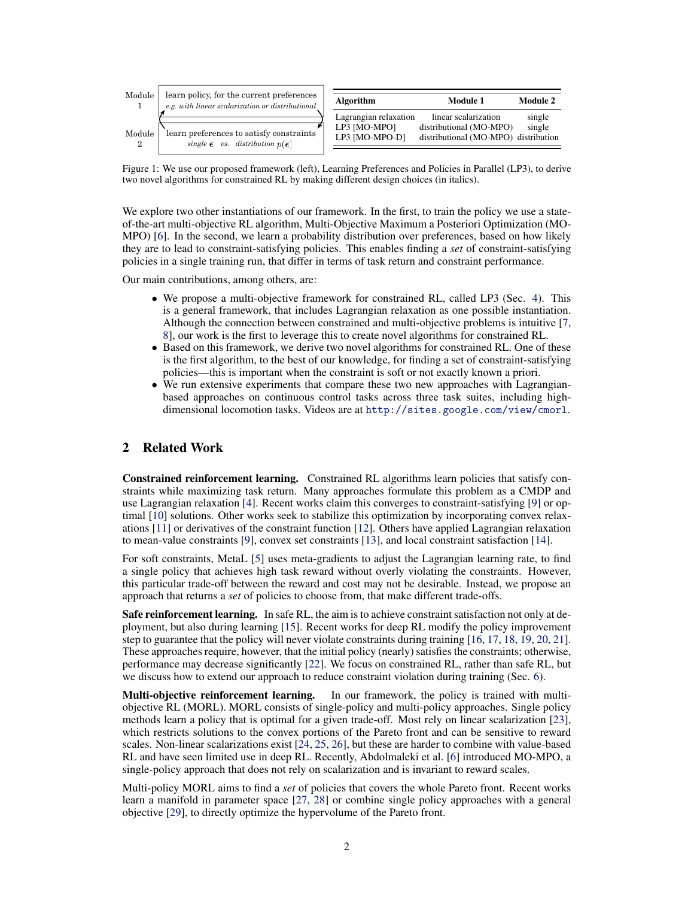| Module | |
|---|---|
| Module 1 | learn policy, for the current preferences *e.g. with linear scalarization or distributional* |
| Module 2 | learn preferences to satisfy constraints *single $\epsilon$ vs. distribution $p(\epsilon)$* |

| Algorithm | Module 1 | Module 2 |
|---|---|---|
| Lagrangian relaxation | linear scalarization | single |
| LP3 [MO-MPO] | distributional (MO-MPO) | single |
| LP3 [MO-MPO-D] | distributional (MO-MPO) | distribution |

Figure 1: We use our proposed framework (left), Learning Preferences and Policies in Parallel (LP3), to derive two novel algorithms for constrained RL by making different design choices (in italics).

We explore two other instantiations of our framework. In the first, to train the policy we use a state-of-the-art multi-objective RL algorithm, Multi-Objective Maximum a Posteriori Optimization (MO-MPO) [6]. In the second, we learn a probability distribution over preferences, based on how likely they are to lead to constraint-satisfying policies. This enables finding a *set* of constraint-satisfying policies in a single training run, that differ in terms of task return and constraint performance.

Our main contributions, among others, are:

- We propose a multi-objective framework for constrained RL, called LP3 (Sec. 4). This is a general framework, that includes Lagrangian relaxation as one possible instantiation. Although the connection between constrained and multi-objective problems is intuitive [7, 8], our work is the first to leverage this to create novel algorithms for constrained RL.
- Based on this framework, we derive two novel algorithms for constrained RL. One of these is the first algorithm, to the best of our knowledge, for finding a set of constraint-satisfying policies—this is important when the constraint is soft or not exactly known a priori.
- We run extensive experiments that compare these two new approaches with Lagrangian-based approaches on continuous control tasks across three task suites, including high-dimensional locomotion tasks. Videos are at http://sites.google.com/view/cmorl.

## 2 Related Work

**Constrained reinforcement learning.** Constrained RL algorithms learn policies that satisfy constraints while maximizing task return. Many approaches formulate this problem as a CMDP and use Lagrangian relaxation [4]. Recent works claim this converges to constraint-satisfying [9] or optimal [10] solutions. Other works seek to stabilize this optimization by incorporating convex relaxations [11] or derivatives of the constraint function [12]. Others have applied Lagrangian relaxation to mean-value constraints [9], convex set constraints [13], and local constraint satisfaction [14].

For soft constraints, MetaL [5] uses meta-gradients to adjust the Lagrangian learning rate, to find a single policy that achieves high task reward without overly violating the constraints. However, this particular trade-off between the reward and cost may not be desirable. Instead, we propose an approach that returns a *set* of policies to choose from, that make different trade-offs.

**Safe reinforcement learning.** In safe RL, the aim is to achieve constraint satisfaction not only at deployment, but also during learning [15]. Recent works for deep RL modify the policy improvement step to guarantee that the policy will never violate constraints during training [16, 17, 18, 19, 20, 21]. These approaches require, however, that the initial policy (nearly) satisfies the constraints; otherwise, performance may decrease significantly [22]. We focus on constrained RL, rather than safe RL, but we discuss how to extend our approach to reduce constraint violation during training (Sec. 6).

**Multi-objective reinforcement learning.** In our framework, the policy is trained with multi-objective RL (MORL). MORL consists of single-policy and multi-policy approaches. Single policy methods learn a policy that is optimal for a given trade-off. Most rely on linear scalarization [23], which restricts solutions to the convex portions of the Pareto front and can be sensitive to reward scales. Non-linear scalarizations exist [24, 25, 26], but these are harder to combine with value-based RL and have seen limited use in deep RL. Recently, Abdolmaleki et al. [6] introduced MO-MPO, a single-policy approach that does not rely on scalarization and is invariant to reward scales.

Multi-policy MORL aims to find a *set* of policies that covers the whole Pareto front. Recent works learn a manifold in parameter space [27, 28] or combine single policy approaches with a general objective [29], to directly optimize the hypervolume of the Pareto front.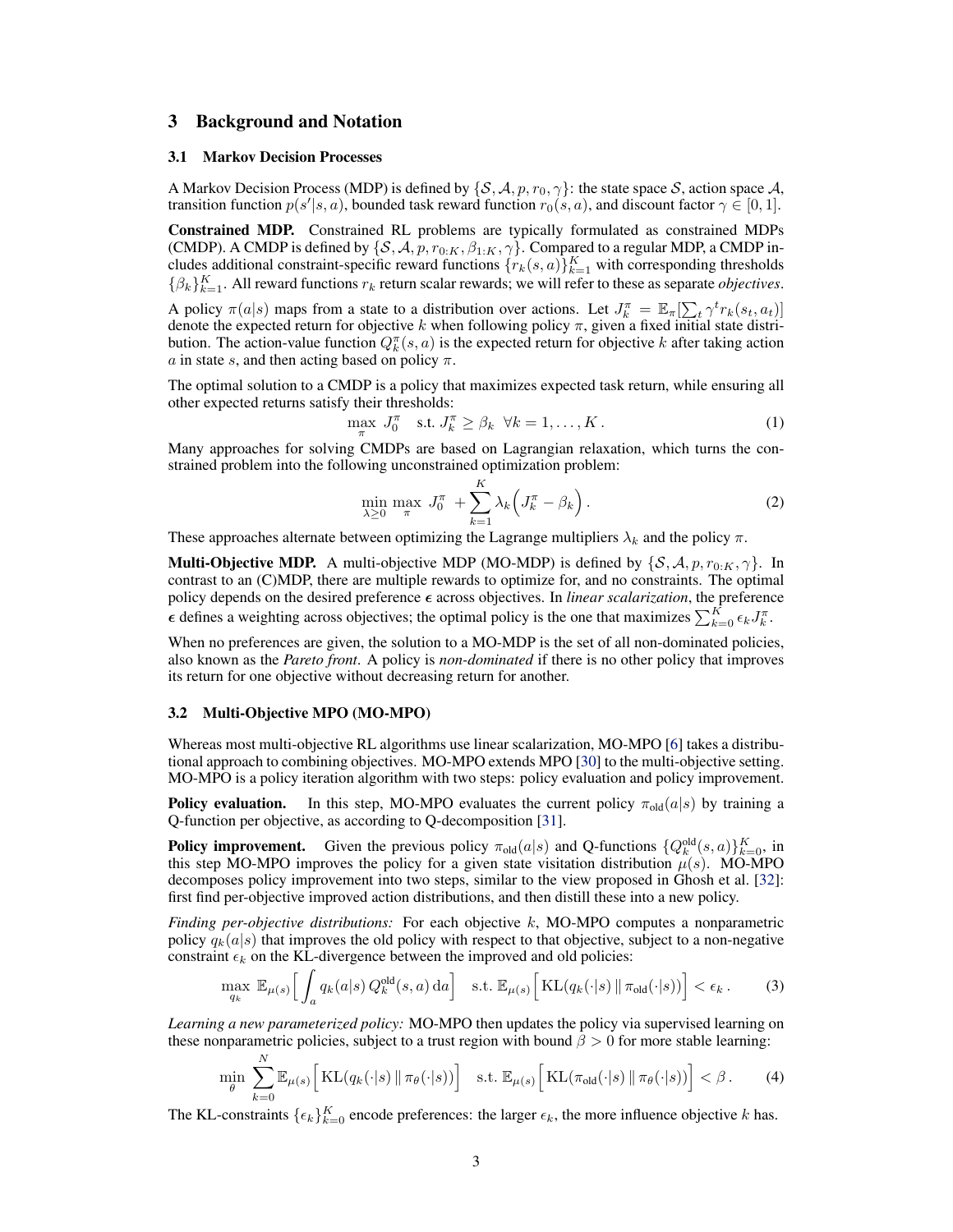## 3 Background and Notation

### 3.1 Markov Decision Processes

A Markov Decision Process (MDP) is defined by $\{\mathcal{S}, \mathcal{A}, p, r_0, \gamma\}$: the state space $\mathcal{S}$, action space $\mathcal{A}$, transition function $p(s'|s,a)$, bounded task reward function $r_0(s,a)$, and discount factor $\gamma \in [0,1]$.

**Constrained MDP.** Constrained RL problems are typically formulated as constrained MDPs (CMDP). A CMDP is defined by $\{\mathcal{S}, \mathcal{A}, p, r_{0:K}, \beta_{1:K}, \gamma\}$. Compared to a regular MDP, a CMDP includes additional constraint-specific reward functions $\{r_k(s,a)\}_{k=1}^K$ with corresponding thresholds $\{\beta_k\}_{k=1}^K$. All reward functions $r_k$ return scalar rewards; we will refer to these as separate *objectives*.

A policy $\pi(a|s)$ maps from a state to a distribution over actions. Let $J_k^\pi = \mathbb{E}_\pi[\sum_t \gamma^t r_k(s_t, a_t)]$ denote the expected return for objective $k$ when following policy $\pi$, given a fixed initial state distribution. The action-value function $Q_k^\pi(s,a)$ is the expected return for objective $k$ after taking action $a$ in state $s$, and then acting based on policy $\pi$.

The optimal solution to a CMDP is a policy that maximizes expected task return, while ensuring all other expected returns satisfy their thresholds:

$$\max_\pi \; J_0^\pi \quad \text{s.t. } J_k^\pi \geq \beta_k \;\; \forall k = 1, \ldots, K\,. \tag{1}$$

Many approaches for solving CMDPs are based on Lagrangian relaxation, which turns the constrained problem into the following unconstrained optimization problem:

$$\min_{\lambda \geq 0} \max_\pi \; J_0^\pi \; + \sum_{k=1}^K \lambda_k \Big( J_k^\pi - \beta_k \Big)\,. \tag{2}$$

These approaches alternate between optimizing the Lagrange multipliers $\lambda_k$ and the policy $\pi$.

**Multi-Objective MDP.** A multi-objective MDP (MO-MDP) is defined by $\{\mathcal{S}, \mathcal{A}, p, r_{0:K}, \gamma\}$. In contrast to an (C)MDP, there are multiple rewards to optimize for, and no constraints. The optimal policy depends on the desired preference $\boldsymbol{\epsilon}$ across objectives. In *linear scalarization*, the preference $\boldsymbol{\epsilon}$ defines a weighting across objectives; the optimal policy is the one that maximizes $\sum_{k=0}^K \epsilon_k J_k^\pi$.

When no preferences are given, the solution to a MO-MDP is the set of all non-dominated policies, also known as the *Pareto front*. A policy is *non-dominated* if there is no other policy that improves its return for one objective without decreasing return for another.

### 3.2 Multi-Objective MPO (MO-MPO)

Whereas most multi-objective RL algorithms use linear scalarization, MO-MPO [6] takes a distributional approach to combining objectives. MO-MPO extends MPO [30] to the multi-objective setting. MO-MPO is a policy iteration algorithm with two steps: policy evaluation and policy improvement.

**Policy evaluation.** In this step, MO-MPO evaluates the current policy $\pi_{\text{old}}(a|s)$ by training a Q-function per objective, as according to Q-decomposition [31].

**Policy improvement.** Given the previous policy $\pi_{\text{old}}(a|s)$ and Q-functions $\{Q_k^{\text{old}}(s,a)\}_{k=0}^K$, in this step MO-MPO improves the policy for a given state visitation distribution $\mu(s)$. MO-MPO decomposes policy improvement into two steps, similar to the view proposed in Ghosh et al. [32]: first find per-objective improved action distributions, and then distill these into a new policy.

*Finding per-objective distributions:* For each objective $k$, MO-MPO computes a nonparametric policy $q_k(a|s)$ that improves the old policy with respect to that objective, subject to a non-negative constraint $\epsilon_k$ on the KL-divergence between the improved and old policies:

$$\max_{q_k} \; \mathbb{E}_{\mu(s)}\Big[ \int_a q_k(a|s)\, Q_k^{\text{old}}(s,a)\, \mathrm{d}a \Big] \quad \text{s.t. } \mathbb{E}_{\mu(s)}\Big[ \mathrm{KL}(q_k(\cdot|s) \,\|\, \pi_{\text{old}}(\cdot|s)) \Big] < \epsilon_k\,. \tag{3}$$

*Learning a new parameterized policy:* MO-MPO then updates the policy via supervised learning on these nonparametric policies, subject to a trust region with bound $\beta > 0$ for more stable learning:

$$\min_\theta \; \sum_{k=0}^N \mathbb{E}_{\mu(s)}\Big[ \mathrm{KL}(q_k(\cdot|s) \,\|\, \pi_\theta(\cdot|s)) \Big] \quad \text{s.t. } \mathbb{E}_{\mu(s)}\Big[ \mathrm{KL}(\pi_{\text{old}}(\cdot|s) \,\|\, \pi_\theta(\cdot|s)) \Big] < \beta\,. \tag{4}$$

The KL-constraints $\{\epsilon_k\}_{k=0}^K$ encode preferences: the larger $\epsilon_k$, the more influence objective $k$ has.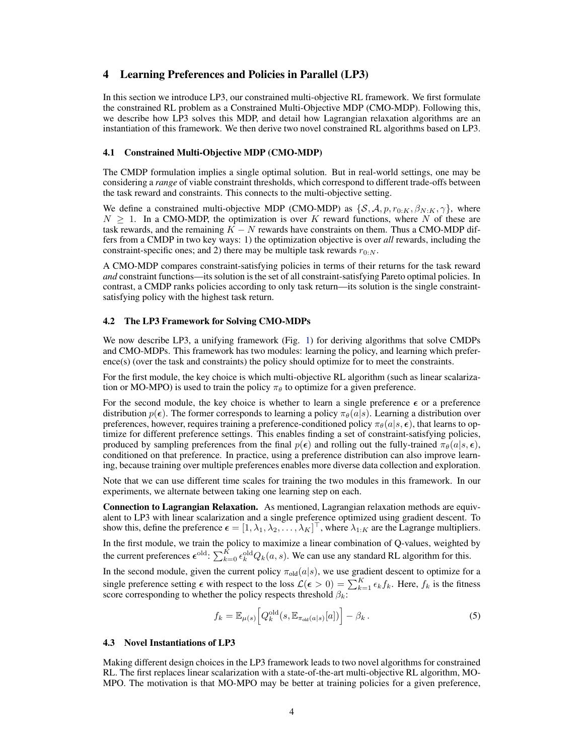## 4 Learning Preferences and Policies in Parallel (LP3)

In this section we introduce LP3, our constrained multi-objective RL framework. We first formulate the constrained RL problem as a Constrained Multi-Objective MDP (CMO-MDP). Following this, we describe how LP3 solves this MDP, and detail how Lagrangian relaxation algorithms are an instantiation of this framework. We then derive two novel constrained RL algorithms based on LP3.

### 4.1 Constrained Multi-Objective MDP (CMO-MDP)

The CMDP formulation implies a single optimal solution. But in real-world settings, one may be considering a *range* of viable constraint thresholds, which correspond to different trade-offs between the task reward and constraints. This connects to the multi-objective setting.

We define a constrained multi-objective MDP (CMO-MDP) as $\{\mathcal{S}, \mathcal{A}, p, r_{0:K}, \beta_{N:K}, \gamma\}$, where $N \geq 1$. In a CMO-MDP, the optimization is over $K$ reward functions, where $N$ of these are task rewards, and the remaining $K - N$ rewards have constraints on them. Thus a CMO-MDP differs from a CMDP in two key ways: 1) the optimization objective is over *all* rewards, including the constraint-specific ones; and 2) there may be multiple task rewards $r_{0:N}$.

A CMO-MDP compares constraint-satisfying policies in terms of their returns for the task reward *and* constraint functions—its solution is the set of all constraint-satisfying Pareto optimal policies. In contrast, a CMDP ranks policies according to only task return—its solution is the single constraint-satisfying policy with the highest task return.

### 4.2 The LP3 Framework for Solving CMO-MDPs

We now describe LP3, a unifying framework (Fig. 1) for deriving algorithms that solve CMDPs and CMO-MDPs. This framework has two modules: learning the policy, and learning which preference(s) (over the task and constraints) the policy should optimize for to meet the constraints.

For the first module, the key choice is which multi-objective RL algorithm (such as linear scalarization or MO-MPO) is used to train the policy $\pi_\theta$ to optimize for a given preference.

For the second module, the key choice is whether to learn a single preference $\boldsymbol{\epsilon}$ or a preference distribution $p(\boldsymbol{\epsilon})$. The former corresponds to learning a policy $\pi_\theta(a|s)$. Learning a distribution over preferences, however, requires training a preference-conditioned policy $\pi_\theta(a|s, \boldsymbol{\epsilon})$, that learns to optimize for different preference settings. This enables finding a set of constraint-satisfying policies, produced by sampling preferences from the final $p(\boldsymbol{\epsilon})$ and rolling out the fully-trained $\pi_\theta(a|s, \boldsymbol{\epsilon})$, conditioned on that preference. In practice, using a preference distribution can also improve learning, because training over multiple preferences enables more diverse data collection and exploration.

Note that we can use different time scales for training the two modules in this framework. In our experiments, we alternate between taking one learning step on each.

**Connection to Lagrangian Relaxation.** As mentioned, Lagrangian relaxation methods are equivalent to LP3 with linear scalarization and a single preference optimized using gradient descent. To show this, define the preference $\boldsymbol{\epsilon} = [1, \lambda_1, \lambda_2, \ldots, \lambda_K]^\top$, where $\lambda_{1:K}$ are the Lagrange multipliers.

In the first module, we train the policy to maximize a linear combination of Q-values, weighted by the current preferences $\boldsymbol{\epsilon}^{\text{old}}$: $\sum_{k=0}^{K} \epsilon_k^{\text{old}} Q_k(a, s)$. We can use any standard RL algorithm for this.

In the second module, given the current policy $\pi_{\text{old}}(a|s)$, we use gradient descent to optimize for a single preference setting $\boldsymbol{\epsilon}$ with respect to the loss $\mathcal{L}(\boldsymbol{\epsilon} > 0) = \sum_{k=1}^{K} \epsilon_k f_k$. Here, $f_k$ is the fitness score corresponding to whether the policy respects threshold $\beta_k$:

$$f_k = \mathbb{E}_{\mu(s)}\Big[Q_k^{\text{old}}(s, \mathbb{E}_{\pi_{\text{old}}(a|s)}[a])\Big] - \beta_k \,. \tag{5}$$

### 4.3 Novel Instantiations of LP3

Making different design choices in the LP3 framework leads to two novel algorithms for constrained RL. The first replaces linear scalarization with a state-of-the-art multi-objective RL algorithm, MO-MPO. The motivation is that MO-MPO may be better at training policies for a given preference,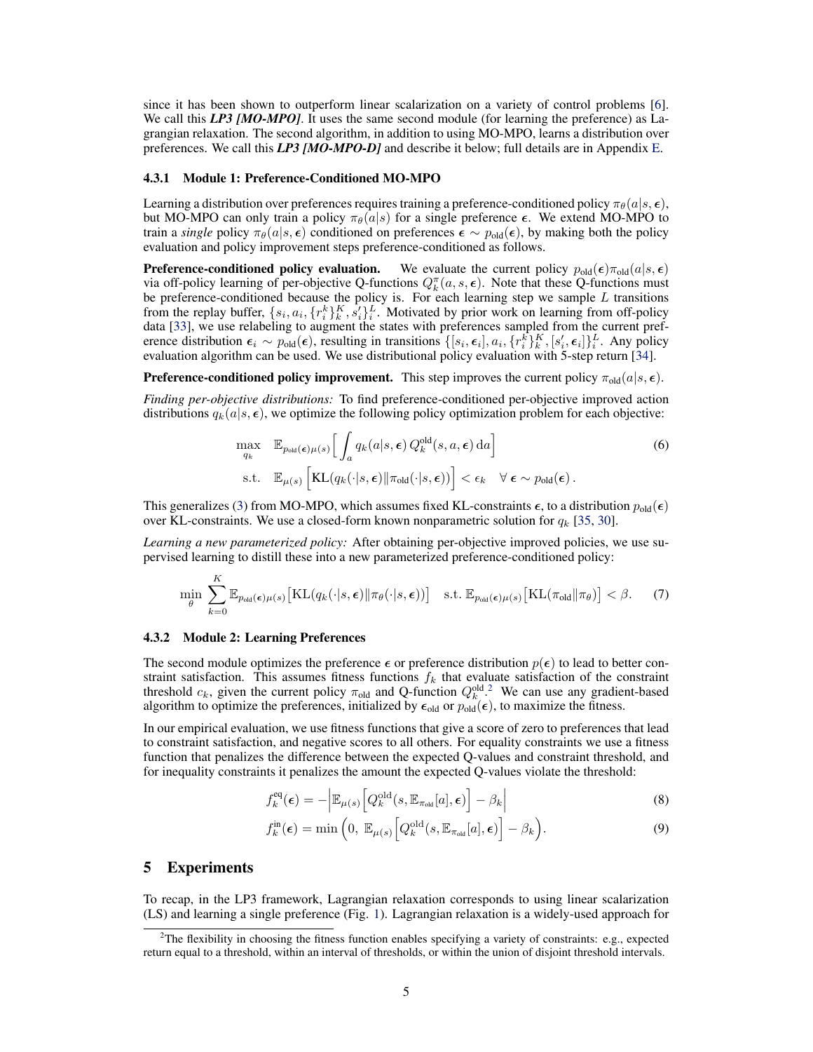since it has been shown to outperform linear scalarization on a variety of control problems [6]. We call this ***LP3 [MO-MPO]***. It uses the same second module (for learning the preference) as Lagrangian relaxation. The second algorithm, in addition to using MO-MPO, learns a distribution over preferences. We call this ***LP3 [MO-MPO-D]*** and describe it below; full details are in Appendix E.

### 4.3.1 Module 1: Preference-Conditioned MO-MPO

Learning a distribution over preferences requires training a preference-conditioned policy $\pi_\theta(a|s, \boldsymbol{\epsilon})$, but MO-MPO can only train a policy $\pi_\theta(a|s)$ for a single preference $\boldsymbol{\epsilon}$. We extend MO-MPO to train a *single* policy $\pi_\theta(a|s, \boldsymbol{\epsilon})$ conditioned on preferences $\boldsymbol{\epsilon} \sim p_{\text{old}}(\boldsymbol{\epsilon})$, by making both the policy evaluation and policy improvement steps preference-conditioned as follows.

**Preference-conditioned policy evaluation.** We evaluate the current policy $p_{\text{old}}(\boldsymbol{\epsilon})\pi_{\text{old}}(a|s, \boldsymbol{\epsilon})$ via off-policy learning of per-objective Q-functions $Q_k^\pi(a, s, \boldsymbol{\epsilon})$. Note that these Q-functions must be preference-conditioned because the policy is. For each learning step we sample $L$ transitions from the replay buffer, $\{s_i, a_i, \{r_i^k\}_k^K, s_i'\}_i^L$. Motivated by prior work on learning from off-policy data [33], we use relabeling to augment the states with preferences sampled from the current preference distribution $\boldsymbol{\epsilon}_i \sim p_{\text{old}}(\boldsymbol{\epsilon})$, resulting in transitions $\{[s_i, \boldsymbol{\epsilon}_i], a_i, \{r_i^k\}_k^K, [s_i', \boldsymbol{\epsilon}_i]\}_i^L$. Any policy evaluation algorithm can be used. We use distributional policy evaluation with 5-step return [34].

**Preference-conditioned policy improvement.** This step improves the current policy $\pi_{\text{old}}(a|s, \boldsymbol{\epsilon})$.

*Finding per-objective distributions:* To find preference-conditioned per-objective improved action distributions $q_k(a|s, \boldsymbol{\epsilon})$, we optimize the following policy optimization problem for each objective:

$$
\begin{aligned}
\max_{q_k} \quad & \mathbb{E}_{p_{\text{old}}(\boldsymbol{\epsilon})\mu(s)}\Big[\int_a q_k(a|s, \boldsymbol{\epsilon})\, Q_k^{\text{old}}(s, a, \boldsymbol{\epsilon})\, \mathrm{d}a\Big] \\
\text{s.t.} \quad & \mathbb{E}_{\mu(s)}\Big[\mathrm{KL}(q_k(\cdot|s, \boldsymbol{\epsilon}) \| \pi_{\text{old}}(\cdot|s, \boldsymbol{\epsilon}))\Big] < \epsilon_k \quad \forall\, \boldsymbol{\epsilon} \sim p_{\text{old}}(\boldsymbol{\epsilon})\,.
\end{aligned}
\tag{6}
$$

This generalizes (3) from MO-MPO, which assumes fixed KL-constraints $\boldsymbol{\epsilon}$, to a distribution $p_{\text{old}}(\boldsymbol{\epsilon})$ over KL-constraints. We use a closed-form known nonparametric solution for $q_k$ [35, 30].

*Learning a new parameterized policy:* After obtaining per-objective improved policies, we use supervised learning to distill these into a new parameterized preference-conditioned policy:

$$
\min_\theta \sum_{k=0}^{K} \mathbb{E}_{p_{\text{old}}(\boldsymbol{\epsilon})\mu(s)}\big[\mathrm{KL}(q_k(\cdot|s, \boldsymbol{\epsilon}) \| \pi_\theta(\cdot|s, \boldsymbol{\epsilon}))\big] \quad \text{s.t. } \mathbb{E}_{p_{\text{old}}(\boldsymbol{\epsilon})\mu(s)}\big[\mathrm{KL}(\pi_{\text{old}} \| \pi_\theta)\big] < \beta. \tag{7}
$$

### 4.3.2 Module 2: Learning Preferences

The second module optimizes the preference $\boldsymbol{\epsilon}$ or preference distribution $p(\boldsymbol{\epsilon})$ to lead to better constraint satisfaction. This assumes fitness functions $f_k$ that evaluate satisfaction of the constraint threshold $c_k$, given the current policy $\pi_{\text{old}}$ and Q-function $Q_k^{\text{old}}$.[2] We can use any gradient-based algorithm to optimize the preferences, initialized by $\boldsymbol{\epsilon}_{\text{old}}$ or $p_{\text{old}}(\boldsymbol{\epsilon})$, to maximize the fitness.

In our empirical evaluation, we use fitness functions that give a score of zero to preferences that lead to constraint satisfaction, and negative scores to all others. For equality constraints we use a fitness function that penalizes the difference between the expected Q-values and constraint threshold, and for inequality constraints it penalizes the amount the expected Q-values violate the threshold:

$$
f_k^{\text{eq}}(\boldsymbol{\epsilon}) = -\Big|\mathbb{E}_{\mu(s)}\Big[Q_k^{\text{old}}(s, \mathbb{E}_{\pi_{\text{old}}}[a], \boldsymbol{\epsilon})\Big] - \beta_k\Big| \tag{8}
$$

$$
f_k^{\text{in}}(\boldsymbol{\epsilon}) = \min\Big(0,\ \mathbb{E}_{\mu(s)}\Big[Q_k^{\text{old}}(s, \mathbb{E}_{\pi_{\text{old}}}[a], \boldsymbol{\epsilon})\Big] - \beta_k\Big). \tag{9}
$$

## 5 Experiments

To recap, in the LP3 framework, Lagrangian relaxation corresponds to using linear scalarization (LS) and learning a single preference (Fig. 1). Lagrangian relaxation is a widely-used approach for

[2] The flexibility in choosing the fitness function enables specifying a variety of constraints: e.g., expected return equal to a threshold, within an interval of thresholds, or within the union of disjoint threshold intervals.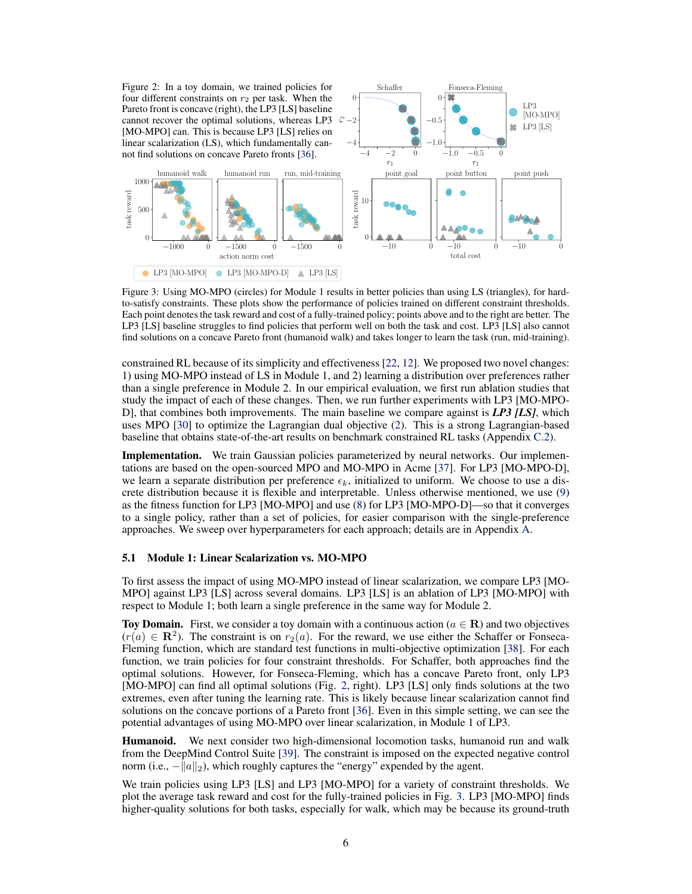Figure 2: In a toy domain, we trained policies for four different constraints on $r_2$ per task. When the Pareto front is concave (right), the LP3 [LS] baseline cannot recover the optimal solutions, whereas LP3 [MO-MPO] can. This is because LP3 [LS] relies on linear scalarization (LS), which fundamentally cannot find solutions on concave Pareto fronts [36].

Figure 3: Using MO-MPO (circles) for Module 1 results in better policies than using LS (triangles), for hard-to-satisfy constraints. These plots show the performance of policies trained on different constraint thresholds. Each point denotes the task reward and cost of a fully-trained policy; points above and to the right are better. The LP3 [LS] baseline struggles to find policies that perform well on both the task and cost. LP3 [LS] also cannot find solutions on a concave Pareto front (humanoid walk) and takes longer to learn the task (run, mid-training).

constrained RL because of its simplicity and effectiveness [22, 12]. We proposed two novel changes: 1) using MO-MPO instead of LS in Module 1, and 2) learning a distribution over preferences rather than a single preference in Module 2. In our empirical evaluation, we first run ablation studies that study the impact of each of these changes. Then, we run further experiments with LP3 [MO-MPO-D], that combines both improvements. The main baseline we compare against is ***LP3 [LS]***, which uses MPO [30] to optimize the Lagrangian dual objective (2). This is a strong Lagrangian-based baseline that obtains state-of-the-art results on benchmark constrained RL tasks (Appendix C.2).

**Implementation.** We train Gaussian policies parameterized by neural networks. Our implementations are based on the open-sourced MPO and MO-MPO in Acme [37]. For LP3 [MO-MPO-D], we learn a separate distribution per preference $\epsilon_k$, initialized to uniform. We choose to use a discrete distribution because it is flexible and interpretable. Unless otherwise mentioned, we use (9) as the fitness function for LP3 [MO-MPO] and use (8) for LP3 [MO-MPO-D]—so that it converges to a single policy, rather than a set of policies, for easier comparison with the single-preference approaches. We sweep over hyperparameters for each approach; details are in Appendix A.

### 5.1 Module 1: Linear Scalarization vs. MO-MPO

To first assess the impact of using MO-MPO instead of linear scalarization, we compare LP3 [MO-MPO] against LP3 [LS] across several domains. LP3 [LS] is an ablation of LP3 [MO-MPO] with respect to Module 1; both learn a single preference in the same way for Module 2.

**Toy Domain.** First, we consider a toy domain with a continuous action ($a \in \mathbf{R}$) and two objectives ($r(a) \in \mathbf{R}^2$). The constraint is on $r_2(a)$. For the reward, we use either the Schaffer or Fonseca-Fleming function, which are standard test functions in multi-objective optimization [38]. For each function, we train policies for four constraint thresholds. For Schaffer, both approaches find the optimal solutions. However, for Fonseca-Fleming, which has a concave Pareto front, only LP3 [MO-MPO] can find all optimal solutions (Fig. 2, right). LP3 [LS] only finds solutions at the two extremes, even after tuning the learning rate. This is likely because linear scalarization cannot find solutions on the concave portions of a Pareto front [36]. Even in this simple setting, we can see the potential advantages of using MO-MPO over linear scalarization, in Module 1 of LP3.

**Humanoid.** We next consider two high-dimensional locomotion tasks, humanoid run and walk from the DeepMind Control Suite [39]. The constraint is imposed on the expected negative control norm (i.e., $-\|a\|_2$), which roughly captures the "energy" expended by the agent.

We train policies using LP3 [LS] and LP3 [MO-MPO] for a variety of constraint thresholds. We plot the average task reward and cost for the fully-trained policies in Fig. 3. LP3 [MO-MPO] finds higher-quality solutions for both tasks, especially for walk, which may be because its ground-truth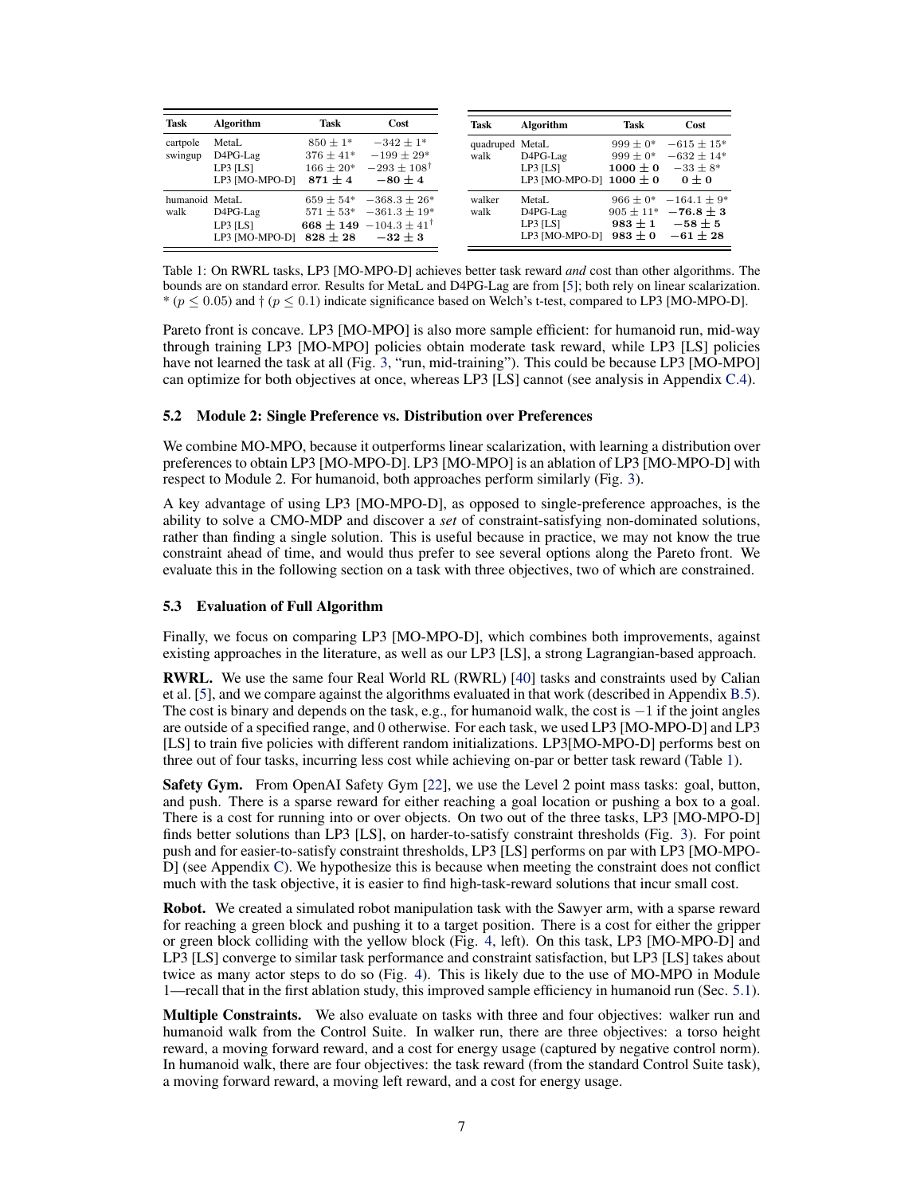| Task | Algorithm | Task | Cost |
|---|---|---|---|
| cartpole swingup | MetaL | $850 \pm 1^{*}$ | $-342 \pm 1^{*}$ |
| | D4PG-Lag | $376 \pm 41^{*}$ | $-199 \pm 29^{*}$ |
| | LP3 [LS] | $166 \pm 20^{*}$ | $-293 \pm 108^{\dagger}$ |
| | LP3 [MO-MPO-D] | $\mathbf{871 \pm 4}$ | $\mathbf{-80 \pm 4}$ |
| humanoid walk | MetaL | $659 \pm 54^{*}$ | $-368.3 \pm 26^{*}$ |
| | D4PG-Lag | $571 \pm 53^{*}$ | $-361.3 \pm 19^{*}$ |
| | LP3 [LS] | $\mathbf{668 \pm 149}$ | $-104.3 \pm 41^{\dagger}$ |
| | LP3 [MO-MPO-D] | $\mathbf{828 \pm 28}$ | $\mathbf{-32 \pm 3}$ |

| Task | Algorithm | Task | Cost |
|---|---|---|---|
| quadruped walk | MetaL | $999 \pm 0^{*}$ | $-615 \pm 15^{*}$ |
| | D4PG-Lag | $999 \pm 0^{*}$ | $-632 \pm 14^{*}$ |
| | LP3 [LS] | $\mathbf{1000 \pm 0}$ | $-33 \pm 8^{*}$ |
| | LP3 [MO-MPO-D] | $\mathbf{1000 \pm 0}$ | $\mathbf{0 \pm 0}$ |
| walker walk | MetaL | $966 \pm 0^{*}$ | $-164.1 \pm 9^{*}$ |
| | D4PG-Lag | $905 \pm 11^{*}$ | $\mathbf{-76.8 \pm 3}$ |
| | LP3 [LS] | $\mathbf{983 \pm 1}$ | $\mathbf{-58 \pm 5}$ |
| | LP3 [MO-MPO-D] | $\mathbf{983 \pm 0}$ | $\mathbf{-61 \pm 28}$ |

Table 1: On RWRL tasks, LP3 [MO-MPO-D] achieves better task reward *and* cost than other algorithms. The bounds are on standard error. Results for MetaL and D4PG-Lag are from [5]; both rely on linear scalarization. * ($p \leq 0.05$) and † ($p \leq 0.1$) indicate significance based on Welch's t-test, compared to LP3 [MO-MPO-D].

Pareto front is concave. LP3 [MO-MPO] is also more sample efficient: for humanoid run, mid-way through training LP3 [MO-MPO] policies obtain moderate task reward, while LP3 [LS] policies have not learned the task at all (Fig. 3, "run, mid-training"). This could be because LP3 [MO-MPO] can optimize for both objectives at once, whereas LP3 [LS] cannot (see analysis in Appendix C.4).

### 5.2 Module 2: Single Preference vs. Distribution over Preferences

We combine MO-MPO, because it outperforms linear scalarization, with learning a distribution over preferences to obtain LP3 [MO-MPO-D]. LP3 [MO-MPO] is an ablation of LP3 [MO-MPO-D] with respect to Module 2. For humanoid, both approaches perform similarly (Fig. 3).

A key advantage of using LP3 [MO-MPO-D], as opposed to single-preference approaches, is the ability to solve a CMO-MDP and discover a *set* of constraint-satisfying non-dominated solutions, rather than finding a single solution. This is useful because in practice, we may not know the true constraint ahead of time, and would thus prefer to see several options along the Pareto front. We evaluate this in the following section on a task with three objectives, two of which are constrained.

### 5.3 Evaluation of Full Algorithm

Finally, we focus on comparing LP3 [MO-MPO-D], which combines both improvements, against existing approaches in the literature, as well as our LP3 [LS], a strong Lagrangian-based approach.

**RWRL.** We use the same four Real World RL (RWRL) [40] tasks and constraints used by Calian et al. [5], and we compare against the algorithms evaluated in that work (described in Appendix B.5). The cost is binary and depends on the task, e.g., for humanoid walk, the cost is $-1$ if the joint angles are outside of a specified range, and 0 otherwise. For each task, we used LP3 [MO-MPO-D] and LP3 [LS] to train five policies with different random initializations. LP3[MO-MPO-D] performs best on three out of four tasks, incurring less cost while achieving on-par or better task reward (Table 1).

**Safety Gym.** From OpenAI Safety Gym [22], we use the Level 2 point mass tasks: goal, button, and push. There is a sparse reward for either reaching a goal location or pushing a box to a goal. There is a cost for running into or over objects. On two out of the three tasks, LP3 [MO-MPO-D] finds better solutions than LP3 [LS], on harder-to-satisfy constraint thresholds (Fig. 3). For point push and for easier-to-satisfy constraint thresholds, LP3 [LS] performs on par with LP3 [MO-MPO-D] (see Appendix C). We hypothesize this is because when meeting the constraint does not conflict much with the task objective, it is easier to find high-task-reward solutions that incur small cost.

**Robot.** We created a simulated robot manipulation task with the Sawyer arm, with a sparse reward for reaching a green block and pushing it to a target position. There is a cost for either the gripper or green block colliding with the yellow block (Fig. 4, left). On this task, LP3 [MO-MPO-D] and LP3 [LS] converge to similar task performance and constraint satisfaction, but LP3 [LS] takes about twice as many actor steps to do so (Fig. 4). This is likely due to the use of MO-MPO in Module 1—recall that in the first ablation study, this improved sample efficiency in humanoid run (Sec. 5.1).

**Multiple Constraints.** We also evaluate on tasks with three and four objectives: walker run and humanoid walk from the Control Suite. In walker run, there are three objectives: a torso height reward, a moving forward reward, and a cost for energy usage (captured by negative control norm). In humanoid walk, there are four objectives: the task reward (from the standard Control Suite task), a moving forward reward, a moving left reward, and a cost for energy usage.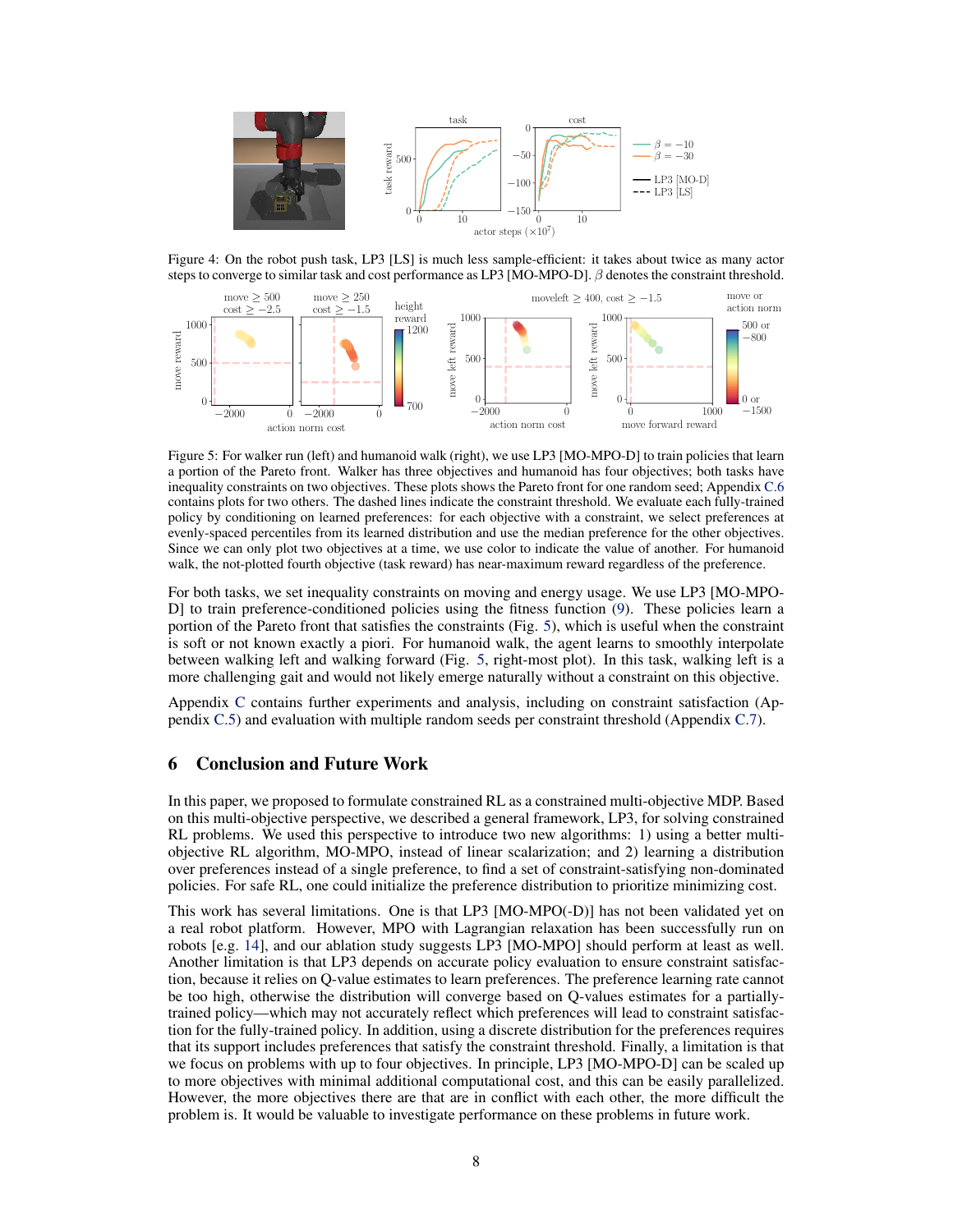Figure 4: On the robot push task, LP3 [LS] is much less sample-efficient: it takes about twice as many actor steps to converge to similar task and cost performance as LP3 [MO-MPO-D]. $\beta$ denotes the constraint threshold.

Figure 5: For walker run (left) and humanoid walk (right), we use LP3 [MO-MPO-D] to train policies that learn a portion of the Pareto front. Walker has three objectives and humanoid has four objectives; both tasks have inequality constraints on two objectives. These plots shows the Pareto front for one random seed; Appendix C.6 contains plots for two others. The dashed lines indicate the constraint threshold. We evaluate each fully-trained policy by conditioning on learned preferences: for each objective with a constraint, we select preferences at evenly-spaced percentiles from its learned distribution and use the median preference for the other objectives. Since we can only plot two objectives at a time, we use color to indicate the value of another. For humanoid walk, the not-plotted fourth objective (task reward) has near-maximum reward regardless of the preference.

For both tasks, we set inequality constraints on moving and energy usage. We use LP3 [MO-MPO-D] to train preference-conditioned policies using the fitness function (9). These policies learn a portion of the Pareto front that satisfies the constraints (Fig. 5), which is useful when the constraint is soft or not known exactly a priori. For humanoid walk, the agent learns to smoothly interpolate between walking left and walking forward (Fig. 5, right-most plot). In this task, walking left is a more challenging gait and would not likely emerge naturally without a constraint on this objective.

Appendix C contains further experiments and analysis, including on constraint satisfaction (Appendix C.5) and evaluation with multiple random seeds per constraint threshold (Appendix C.7).

## 6 Conclusion and Future Work

In this paper, we proposed to formulate constrained RL as a constrained multi-objective MDP. Based on this multi-objective perspective, we described a general framework, LP3, for solving constrained RL problems. We used this perspective to introduce two new algorithms: 1) using a better multi-objective RL algorithm, MO-MPO, instead of linear scalarization; and 2) learning a distribution over preferences instead of a single preference, to find a set of constraint-satisfying non-dominated policies. For safe RL, one could initialize the preference distribution to prioritize minimizing cost.

This work has several limitations. One is that LP3 [MO-MPO(-D)] has not been validated yet on a real robot platform. However, MPO with Lagrangian relaxation has been successfully run on robots [e.g. 14], and our ablation study suggests LP3 [MO-MPO] should perform at least as well. Another limitation is that LP3 depends on accurate policy evaluation to ensure constraint satisfaction, because it relies on Q-value estimates to learn preferences. The preference learning rate cannot be too high, otherwise the distribution will converge based on Q-values estimates for a partially-trained policy—which may not accurately reflect which preferences will lead to constraint satisfaction for the fully-trained policy. In addition, using a discrete distribution for the preferences requires that its support includes preferences that satisfy the constraint threshold. Finally, a limitation is that we focus on problems with up to four objectives. In principle, LP3 [MO-MPO-D] can be scaled up to more objectives with minimal additional computational cost, and this can be easily parallelized. However, the more objectives there are that are in conflict with each other, the more difficult the problem is. It would be valuable to investigate performance on these problems in future work.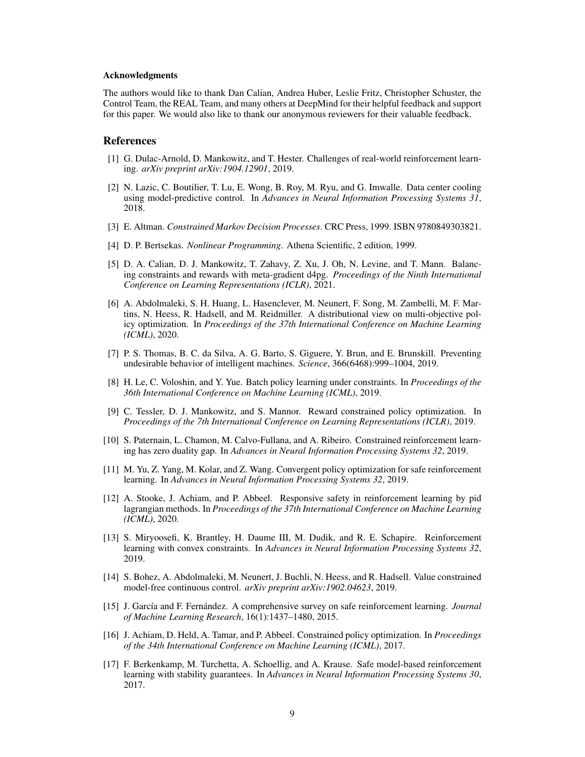#### Acknowledgments

The authors would like to thank Dan Calian, Andrea Huber, Leslie Fritz, Christopher Schuster, the Control Team, the REAL Team, and many others at DeepMind for their helpful feedback and support for this paper. We would also like to thank our anonymous reviewers for their valuable feedback.

## References

[1] G. Dulac-Arnold, D. Mankowitz, and T. Hester. Challenges of real-world reinforcement learning. *arXiv preprint arXiv:1904.12901*, 2019.

[2] N. Lazic, C. Boutilier, T. Lu, E. Wong, B. Roy, M. Ryu, and G. Imwalle. Data center cooling using model-predictive control. In *Advances in Neural Information Processing Systems 31*, 2018.

[3] E. Altman. *Constrained Markov Decision Processes*. CRC Press, 1999. ISBN 9780849303821.

[4] D. P. Bertsekas. *Nonlinear Programming*. Athena Scientific, 2 edition, 1999.

[5] D. A. Calian, D. J. Mankowitz, T. Zahavy, Z. Xu, J. Oh, N. Levine, and T. Mann. Balancing constraints and rewards with meta-gradient d4pg. *Proceedings of the Ninth International Conference on Learning Representations (ICLR)*, 2021.

[6] A. Abdolmaleki, S. H. Huang, L. Hasenclever, M. Neunert, F. Song, M. Zambelli, M. F. Martins, N. Heess, R. Hadsell, and M. Reidmiller. A distributional view on multi-objective policy optimization. In *Proceedings of the 37th International Conference on Machine Learning (ICML)*, 2020.

[7] P. S. Thomas, B. C. da Silva, A. G. Barto, S. Giguere, Y. Brun, and E. Brunskill. Preventing undesirable behavior of intelligent machines. *Science*, 366(6468):999–1004, 2019.

[8] H. Le, C. Voloshin, and Y. Yue. Batch policy learning under constraints. In *Proceedings of the 36th International Conference on Machine Learning (ICML)*, 2019.

[9] C. Tessler, D. J. Mankowitz, and S. Mannor. Reward constrained policy optimization. In *Proceedings of the 7th International Conference on Learning Representations (ICLR)*, 2019.

[10] S. Paternain, L. Chamon, M. Calvo-Fullana, and A. Ribeiro. Constrained reinforcement learning has zero duality gap. In *Advances in Neural Information Processing Systems 32*, 2019.

[11] M. Yu, Z. Yang, M. Kolar, and Z. Wang. Convergent policy optimization for safe reinforcement learning. In *Advances in Neural Information Processing Systems 32*, 2019.

[12] A. Stooke, J. Achiam, and P. Abbeel. Responsive safety in reinforcement learning by pid lagrangian methods. In *Proceedings of the 37th International Conference on Machine Learning (ICML)*, 2020.

[13] S. Miryoosefi, K. Brantley, H. Daume III, M. Dudik, and R. E. Schapire. Reinforcement learning with convex constraints. In *Advances in Neural Information Processing Systems 32*, 2019.

[14] S. Bohez, A. Abdolmaleki, M. Neunert, J. Buchli, N. Heess, and R. Hadsell. Value constrained model-free continuous control. *arXiv preprint arXiv:1902.04623*, 2019.

[15] J. García and F. Fernández. A comprehensive survey on safe reinforcement learning. *Journal of Machine Learning Research*, 16(1):1437–1480, 2015.

[16] J. Achiam, D. Held, A. Tamar, and P. Abbeel. Constrained policy optimization. In *Proceedings of the 34th International Conference on Machine Learning (ICML)*, 2017.

[17] F. Berkenkamp, M. Turchetta, A. Schoellig, and A. Krause. Safe model-based reinforcement learning with stability guarantees. In *Advances in Neural Information Processing Systems 30*, 2017.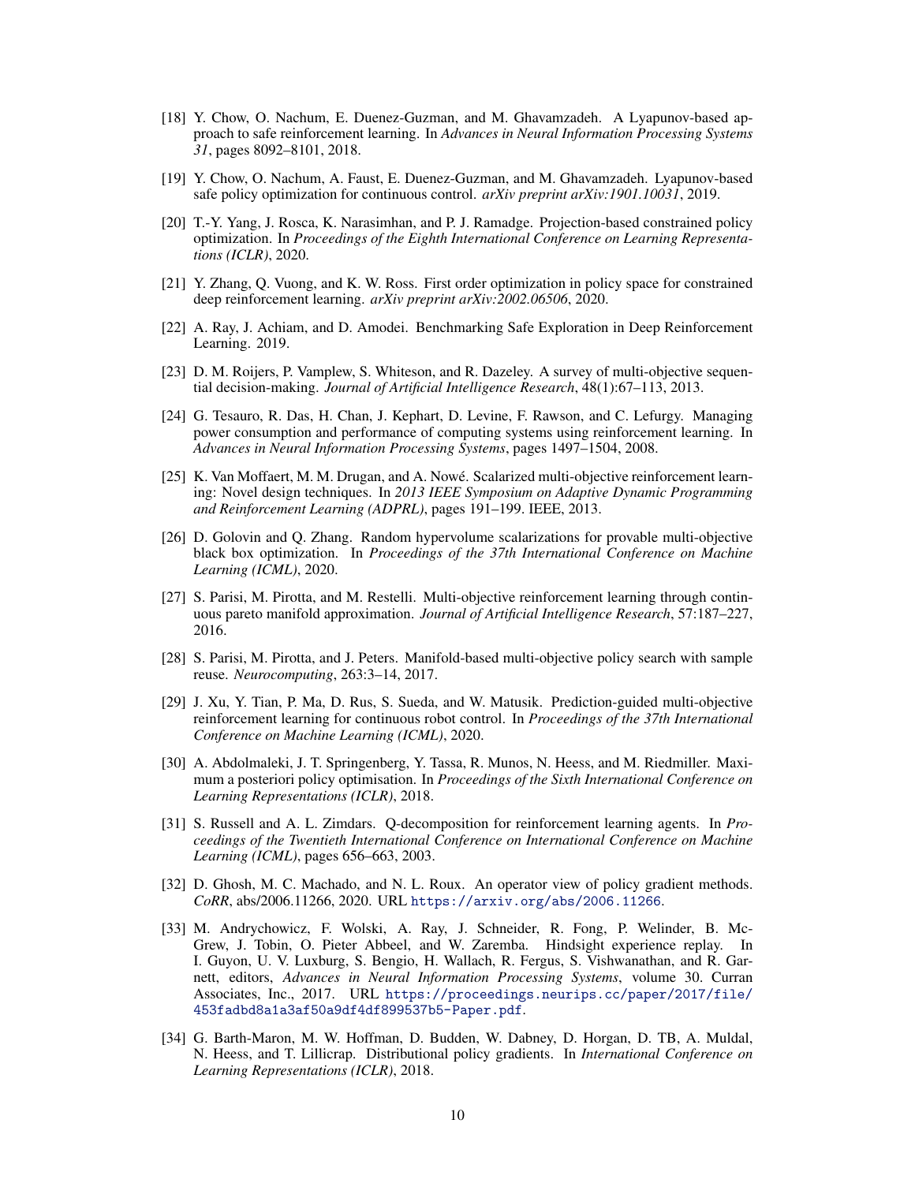[18] Y. Chow, O. Nachum, E. Duenez-Guzman, and M. Ghavamzadeh. A Lyapunov-based approach to safe reinforcement learning. In *Advances in Neural Information Processing Systems 31*, pages 8092–8101, 2018.

[19] Y. Chow, O. Nachum, A. Faust, E. Duenez-Guzman, and M. Ghavamzadeh. Lyapunov-based safe policy optimization for continuous control. *arXiv preprint arXiv:1901.10031*, 2019.

[20] T.-Y. Yang, J. Rosca, K. Narasimhan, and P. J. Ramadge. Projection-based constrained policy optimization. In *Proceedings of the Eighth International Conference on Learning Representations (ICLR)*, 2020.

[21] Y. Zhang, Q. Vuong, and K. W. Ross. First order optimization in policy space for constrained deep reinforcement learning. *arXiv preprint arXiv:2002.06506*, 2020.

[22] A. Ray, J. Achiam, and D. Amodei. Benchmarking Safe Exploration in Deep Reinforcement Learning. 2019.

[23] D. M. Roijers, P. Vamplew, S. Whiteson, and R. Dazeley. A survey of multi-objective sequential decision-making. *Journal of Artificial Intelligence Research*, 48(1):67–113, 2013.

[24] G. Tesauro, R. Das, H. Chan, J. Kephart, D. Levine, F. Rawson, and C. Lefurgy. Managing power consumption and performance of computing systems using reinforcement learning. In *Advances in Neural Information Processing Systems*, pages 1497–1504, 2008.

[25] K. Van Moffaert, M. M. Drugan, and A. Nowé. Scalarized multi-objective reinforcement learning: Novel design techniques. In *2013 IEEE Symposium on Adaptive Dynamic Programming and Reinforcement Learning (ADPRL)*, pages 191–199. IEEE, 2013.

[26] D. Golovin and Q. Zhang. Random hypervolume scalarizations for provable multi-objective black box optimization. In *Proceedings of the 37th International Conference on Machine Learning (ICML)*, 2020.

[27] S. Parisi, M. Pirotta, and M. Restelli. Multi-objective reinforcement learning through continuous pareto manifold approximation. *Journal of Artificial Intelligence Research*, 57:187–227, 2016.

[28] S. Parisi, M. Pirotta, and J. Peters. Manifold-based multi-objective policy search with sample reuse. *Neurocomputing*, 263:3–14, 2017.

[29] J. Xu, Y. Tian, P. Ma, D. Rus, S. Sueda, and W. Matusik. Prediction-guided multi-objective reinforcement learning for continuous robot control. In *Proceedings of the 37th International Conference on Machine Learning (ICML)*, 2020.

[30] A. Abdolmaleki, J. T. Springenberg, Y. Tassa, R. Munos, N. Heess, and M. Riedmiller. Maximum a posteriori policy optimisation. In *Proceedings of the Sixth International Conference on Learning Representations (ICLR)*, 2018.

[31] S. Russell and A. L. Zimdars. Q-decomposition for reinforcement learning agents. In *Proceedings of the Twentieth International Conference on International Conference on Machine Learning (ICML)*, pages 656–663, 2003.

[32] D. Ghosh, M. C. Machado, and N. L. Roux. An operator view of policy gradient methods. *CoRR*, abs/2006.11266, 2020. URL https://arxiv.org/abs/2006.11266.

[33] M. Andrychowicz, F. Wolski, A. Ray, J. Schneider, R. Fong, P. Welinder, B. McGrew, J. Tobin, O. Pieter Abbeel, and W. Zaremba. Hindsight experience replay. In I. Guyon, U. V. Luxburg, S. Bengio, H. Wallach, R. Fergus, S. Vishwanathan, and R. Garnett, editors, *Advances in Neural Information Processing Systems*, volume 30. Curran Associates, Inc., 2017. URL https://proceedings.neurips.cc/paper/2017/file/453fadbd8a1a3af50a9df4df899537b5-Paper.pdf.

[34] G. Barth-Maron, M. W. Hoffman, D. Budden, W. Dabney, D. Horgan, D. TB, A. Muldal, N. Heess, and T. Lillicrap. Distributional policy gradients. In *International Conference on Learning Representations (ICLR)*, 2018.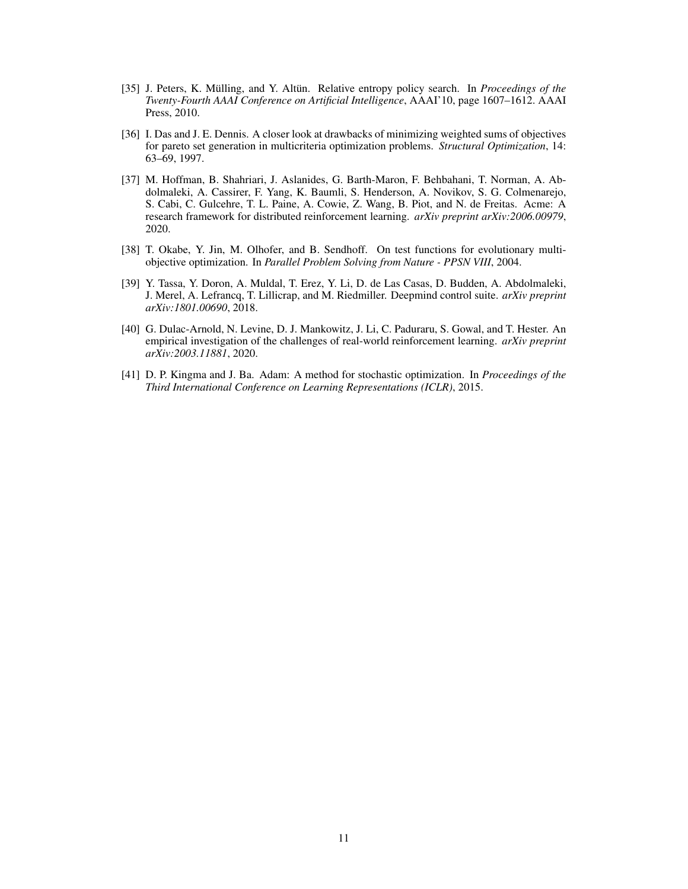[35] J. Peters, K. Mülling, and Y. Altün. Relative entropy policy search. In *Proceedings of the Twenty-Fourth AAAI Conference on Artificial Intelligence*, AAAI'10, page 1607–1612. AAAI Press, 2010.

[36] I. Das and J. E. Dennis. A closer look at drawbacks of minimizing weighted sums of objectives for pareto set generation in multicriteria optimization problems. *Structural Optimization*, 14: 63–69, 1997.

[37] M. Hoffman, B. Shahriari, J. Aslanides, G. Barth-Maron, F. Behbahani, T. Norman, A. Abdolmaleki, A. Cassirer, F. Yang, K. Baumli, S. Henderson, A. Novikov, S. G. Colmenarejo, S. Cabi, C. Gulcehre, T. L. Paine, A. Cowie, Z. Wang, B. Piot, and N. de Freitas. Acme: A research framework for distributed reinforcement learning. *arXiv preprint arXiv:2006.00979*, 2020.

[38] T. Okabe, Y. Jin, M. Olhofer, and B. Sendhoff. On test functions for evolutionary multi-objective optimization. In *Parallel Problem Solving from Nature - PPSN VIII*, 2004.

[39] Y. Tassa, Y. Doron, A. Muldal, T. Erez, Y. Li, D. de Las Casas, D. Budden, A. Abdolmaleki, J. Merel, A. Lefrancq, T. Lillicrap, and M. Riedmiller. Deepmind control suite. *arXiv preprint arXiv:1801.00690*, 2018.

[40] G. Dulac-Arnold, N. Levine, D. J. Mankowitz, J. Li, C. Paduraru, S. Gowal, and T. Hester. An empirical investigation of the challenges of real-world reinforcement learning. *arXiv preprint arXiv:2003.11881*, 2020.

[41] D. P. Kingma and J. Ba. Adam: A method for stochastic optimization. In *Proceedings of the Third International Conference on Learning Representations (ICLR)*, 2015.